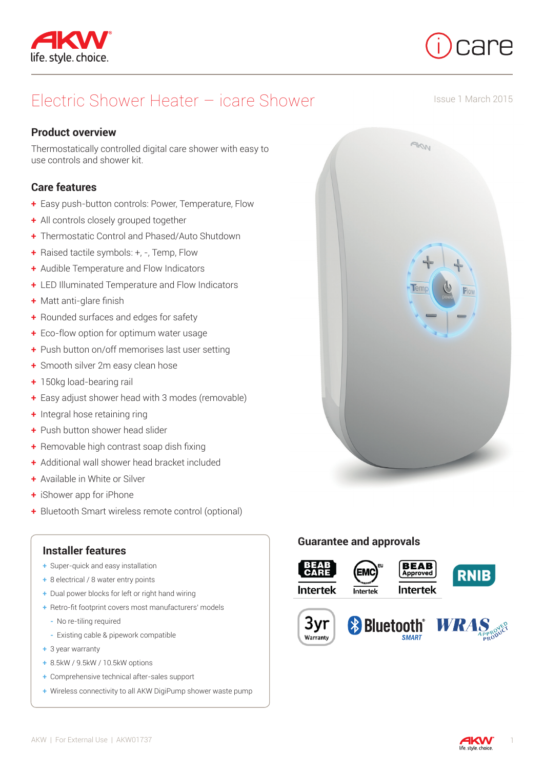# Electric Shower Heater – icare Shower

Issue 1 March 2015

## Product overview

Thermostatically controlled digital care shower with easy to use controls and shower kit.

## Care features

+ Easy push-button controls: Power, Temperature, Flow
+ All controls closely grouped together
+ Thermostatic Control and Phased/Auto Shutdown
+ Raised tactile symbols: +, -, Temp, Flow
+ Audible Temperature and Flow Indicators
+ LED Illuminated Temperature and Flow Indicators
+ Matt anti-glare finish
+ Rounded surfaces and edges for safety
+ Eco-flow option for optimum water usage
+ Push button on/off memorises last user setting
+ Smooth silver 2m easy clean hose
+ 150kg load-bearing rail
+ Easy adjust shower head with 3 modes (removable)
+ Integral hose retaining ring
+ Push button shower head slider
+ Removable high contrast soap dish fixing
+ Additional wall shower head bracket included
+ Available in White or Silver
+ iShower app for iPhone
+ Bluetooth Smart wireless remote control (optional)

## Installer features

+ Super-quick and easy installation
+ 8 electrical / 8 water entry points
+ Dual power blocks for left or right hand wiring
+ Retro-fit footprint covers most manufacturers' models
  - No re-tiling required
  - Existing cable & pipework compatible
+ 3 year warranty
+ 8.5kW / 9.5kW / 10.5kW options
+ Comprehensive technical after-sales support
+ Wireless connectivity to all AKW DigiPump shower waste pump

## Guarantee and approvals

BEAB CARE Intertek | EMC EU Intertek | BEAB Approved Intertek | RNIB | 3yr Warranty | Bluetooth SMART | WRAS Approved Product

AKW | For External Use | AKW01737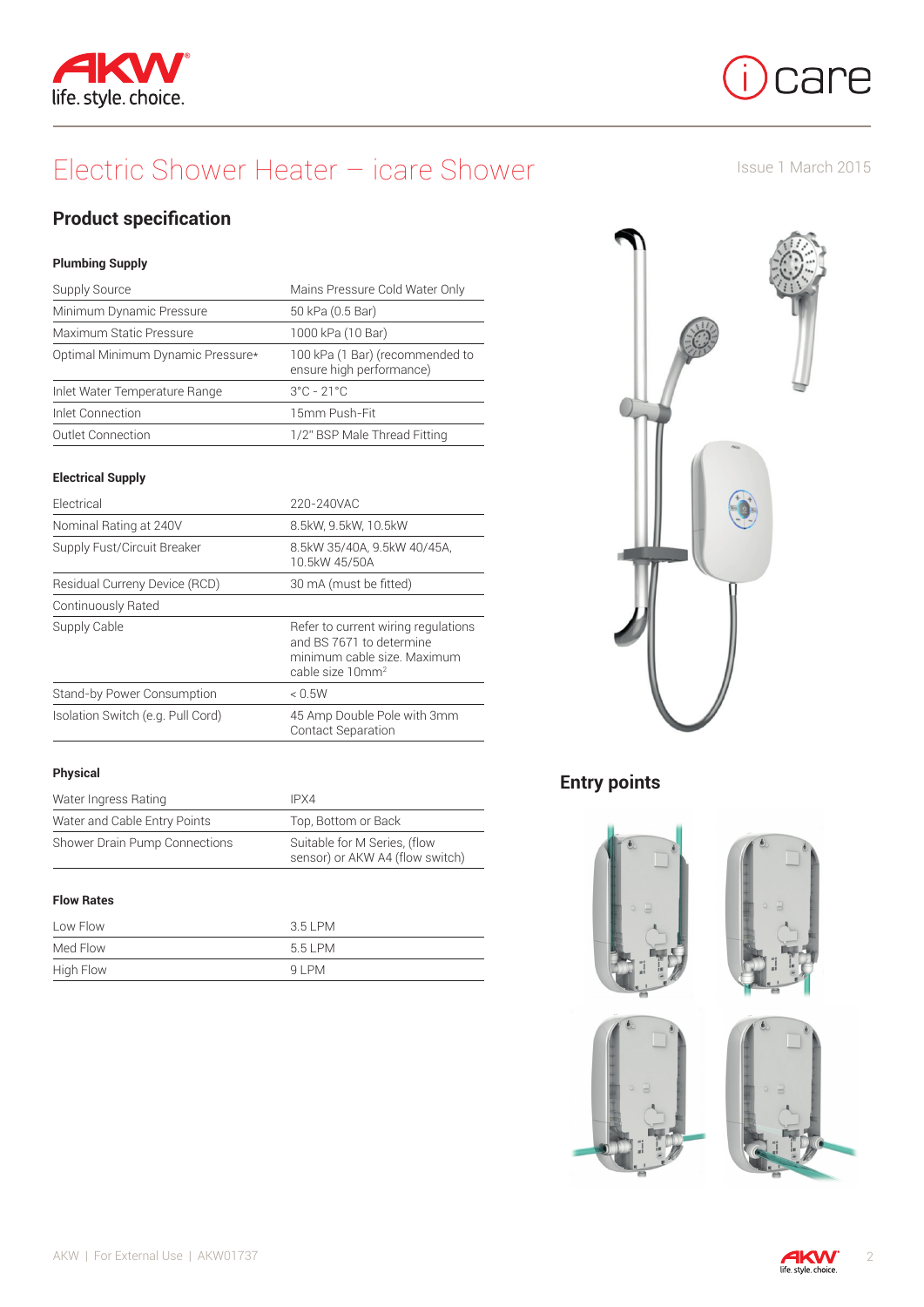# Electric Shower Heater – icare Shower

Issue 1 March 2015

## Product specification

### Plumbing Supply

| | |
|---|---|
| Supply Source | Mains Pressure Cold Water Only |
| Minimum Dynamic Pressure | 50 kPa (0.5 Bar) |
| Maximum Static Pressure | 1000 kPa (10 Bar) |
| Optimal Minimum Dynamic Pressure* | 100 kPa (1 Bar) (recommended to ensure high performance) |
| Inlet Water Temperature Range | 3°C - 21°C |
| Inlet Connection | 15mm Push-Fit |
| Outlet Connection | 1/2" BSP Male Thread Fitting |

### Electrical Supply

| | |
|---|---|
| Electrical | 220-240VAC |
| Nominal Rating at 240V | 8.5kW, 9.5kW, 10.5kW |
| Supply Fust/Circuit Breaker | 8.5kW 35/40A, 9.5kW 40/45A, 10.5kW 45/50A |
| Residual Curreny Device (RCD) | 30 mA (must be fitted) |
| Continuously Rated | |
| Supply Cable | Refer to current wiring regulations and BS 7671 to determine minimum cable size. Maximum cable size $10mm^2$ |
| Stand-by Power Consumption | < 0.5W |
| Isolation Switch (e.g. Pull Cord) | 45 Amp Double Pole with 3mm Contact Separation |

### Physical

| | |
|---|---|
| Water Ingress Rating | IPX4 |
| Water and Cable Entry Points | Top, Bottom or Back |
| Shower Drain Pump Connections | Suitable for M Series, (flow sensor) or AKW A4 (flow switch) |

### Flow Rates

| | |
|---|---|
| Low Flow | 3.5 LPM |
| Med Flow | 5.5 LPM |
| High Flow | 9 LPM |

## Entry points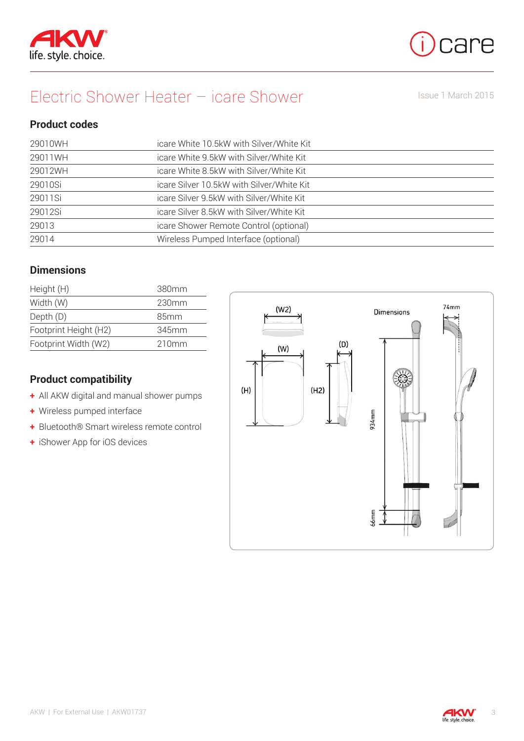# Electric Shower Heater – icare Shower

Issue 1 March 2015

## Product codes

| | |
|---|---|
| 29010WH | icare White 10.5kW with Silver/White Kit |
| 29011WH | icare White 9.5kW with Silver/White Kit |
| 29012WH | icare White 8.5kW with Silver/White Kit |
| 29010Si | icare Silver 10.5kW with Silver/White Kit |
| 29011Si | icare Silver 9.5kW with Silver/White Kit |
| 29012Si | icare Silver 8.5kW with Silver/White Kit |
| 29013 | icare Shower Remote Control (optional) |
| 29014 | Wireless Pumped Interface (optional) |

## Dimensions

| | |
|---|---|
| Height (H) | 380mm |
| Width (W) | 230mm |
| Depth (D) | 85mm |
| Footprint Height (H2) | 345mm |
| Footprint Width (W2) | 210mm |

(W2)
(W)
(H)
(H2)
(D)
Dimensions
74mm
934mm
66mm

## Product compatibility

+ All AKW digital and manual shower pumps
+ Wireless pumped interface
+ Bluetooth® Smart wireless remote control
+ iShower App for iOS devices

AKW | For External Use | AKW01737